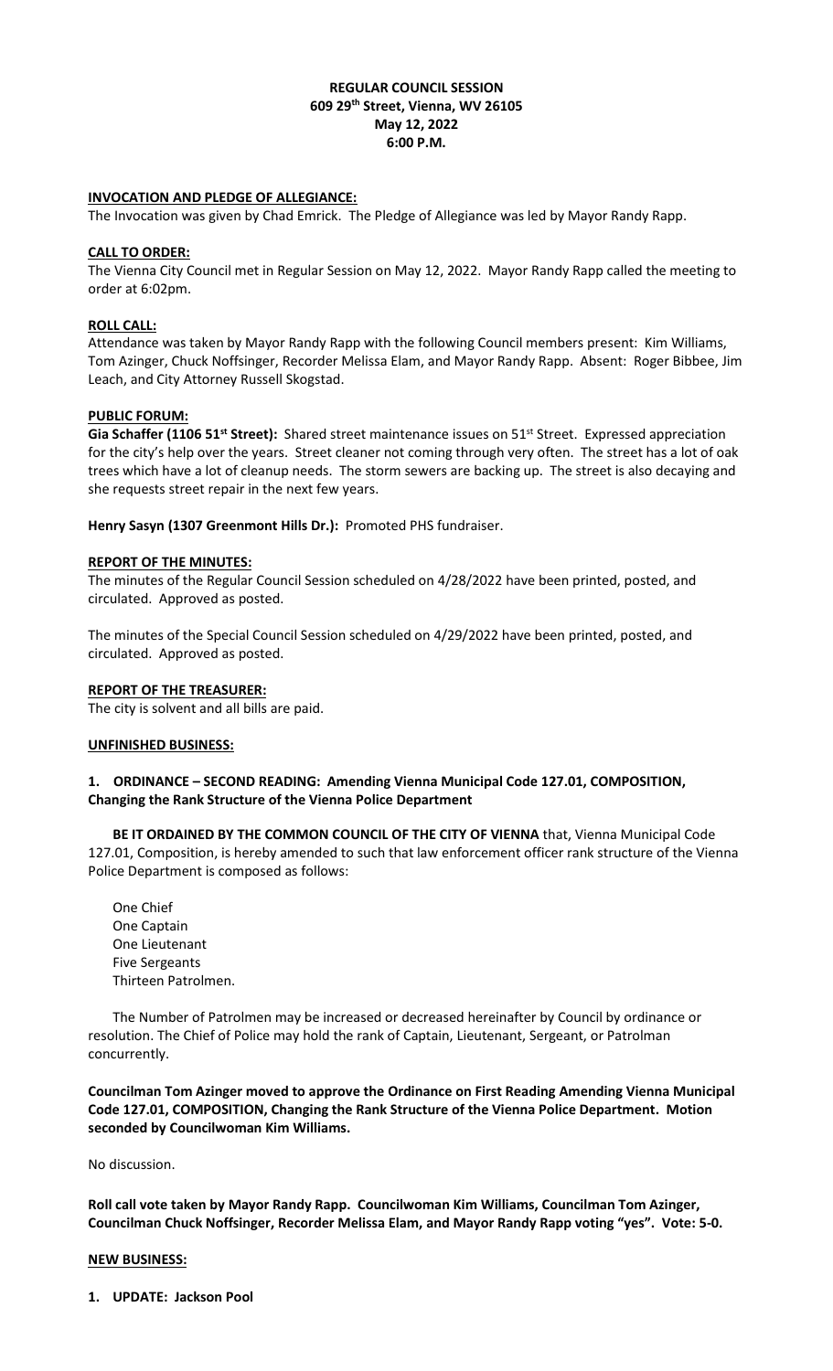**REGULAR COUNCIL SESSION**
**609 29th Street, Vienna, WV 26105**
**May 12, 2022**
**6:00 P.M.**

**INVOCATION AND PLEDGE OF ALLEGIANCE:**

The Invocation was given by Chad Emrick. The Pledge of Allegiance was led by Mayor Randy Rapp.

**CALL TO ORDER:**

The Vienna City Council met in Regular Session on May 12, 2022. Mayor Randy Rapp called the meeting to order at 6:02pm.

**ROLL CALL:**

Attendance was taken by Mayor Randy Rapp with the following Council members present: Kim Williams, Tom Azinger, Chuck Noffsinger, Recorder Melissa Elam, and Mayor Randy Rapp. Absent: Roger Bibbee, Jim Leach, and City Attorney Russell Skogstad.

**PUBLIC FORUM:**

**Gia Schaffer (1106 51st Street):** Shared street maintenance issues on 51st Street. Expressed appreciation for the city's help over the years. Street cleaner not coming through very often. The street has a lot of oak trees which have a lot of cleanup needs. The storm sewers are backing up. The street is also decaying and she requests street repair in the next few years.

**Henry Sasyn (1307 Greenmont Hills Dr.):** Promoted PHS fundraiser.

**REPORT OF THE MINUTES:**

The minutes of the Regular Council Session scheduled on 4/28/2022 have been printed, posted, and circulated. Approved as posted.

The minutes of the Special Council Session scheduled on 4/29/2022 have been printed, posted, and circulated. Approved as posted.

**REPORT OF THE TREASURER:**

The city is solvent and all bills are paid.

**UNFINISHED BUSINESS:**

**1. ORDINANCE – SECOND READING: Amending Vienna Municipal Code 127.01, COMPOSITION, Changing the Rank Structure of the Vienna Police Department**

**BE IT ORDAINED BY THE COMMON COUNCIL OF THE CITY OF VIENNA** that, Vienna Municipal Code 127.01, Composition, is hereby amended to such that law enforcement officer rank structure of the Vienna Police Department is composed as follows:

One Chief
One Captain
One Lieutenant
Five Sergeants
Thirteen Patrolmen.

The Number of Patrolmen may be increased or decreased hereinafter by Council by ordinance or resolution. The Chief of Police may hold the rank of Captain, Lieutenant, Sergeant, or Patrolman concurrently.

**Councilman Tom Azinger moved to approve the Ordinance on First Reading Amending Vienna Municipal Code 127.01, COMPOSITION, Changing the Rank Structure of the Vienna Police Department. Motion seconded by Councilwoman Kim Williams.**

No discussion.

**Roll call vote taken by Mayor Randy Rapp. Councilwoman Kim Williams, Councilman Tom Azinger, Councilman Chuck Noffsinger, Recorder Melissa Elam, and Mayor Randy Rapp voting "yes". Vote: 5-0.**

**NEW BUSINESS:**

**1. UPDATE: Jackson Pool**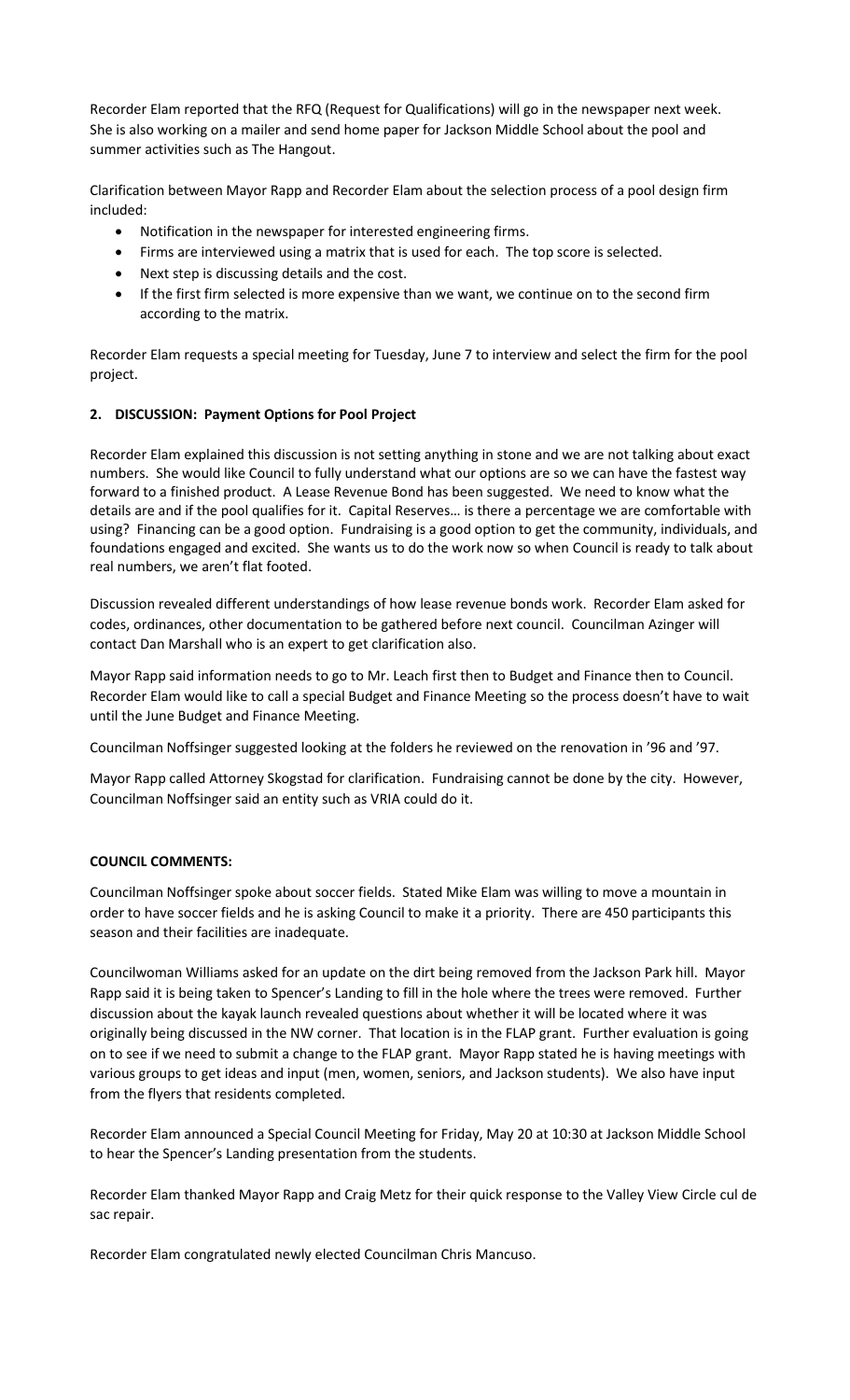Recorder Elam reported that the RFQ (Request for Qualifications) will go in the newspaper next week. She is also working on a mailer and send home paper for Jackson Middle School about the pool and summer activities such as The Hangout.

Clarification between Mayor Rapp and Recorder Elam about the selection process of a pool design firm included:

- Notification in the newspaper for interested engineering firms.
- Firms are interviewed using a matrix that is used for each. The top score is selected.
- Next step is discussing details and the cost.
- If the first firm selected is more expensive than we want, we continue on to the second firm according to the matrix.

Recorder Elam requests a special meeting for Tuesday, June 7 to interview and select the firm for the pool project.

## 2. DISCUSSION: Payment Options for Pool Project

Recorder Elam explained this discussion is not setting anything in stone and we are not talking about exact numbers. She would like Council to fully understand what our options are so we can have the fastest way forward to a finished product. A Lease Revenue Bond has been suggested. We need to know what the details are and if the pool qualifies for it. Capital Reserves… is there a percentage we are comfortable with using? Financing can be a good option. Fundraising is a good option to get the community, individuals, and foundations engaged and excited. She wants us to do the work now so when Council is ready to talk about real numbers, we aren't flat footed.

Discussion revealed different understandings of how lease revenue bonds work. Recorder Elam asked for codes, ordinances, other documentation to be gathered before next council. Councilman Azinger will contact Dan Marshall who is an expert to get clarification also.

Mayor Rapp said information needs to go to Mr. Leach first then to Budget and Finance then to Council. Recorder Elam would like to call a special Budget and Finance Meeting so the process doesn't have to wait until the June Budget and Finance Meeting.

Councilman Noffsinger suggested looking at the folders he reviewed on the renovation in '96 and '97.

Mayor Rapp called Attorney Skogstad for clarification. Fundraising cannot be done by the city. However, Councilman Noffsinger said an entity such as VRIA could do it.

## COUNCIL COMMENTS:

Councilman Noffsinger spoke about soccer fields. Stated Mike Elam was willing to move a mountain in order to have soccer fields and he is asking Council to make it a priority. There are 450 participants this season and their facilities are inadequate.

Councilwoman Williams asked for an update on the dirt being removed from the Jackson Park hill. Mayor Rapp said it is being taken to Spencer's Landing to fill in the hole where the trees were removed. Further discussion about the kayak launch revealed questions about whether it will be located where it was originally being discussed in the NW corner. That location is in the FLAP grant. Further evaluation is going on to see if we need to submit a change to the FLAP grant. Mayor Rapp stated he is having meetings with various groups to get ideas and input (men, women, seniors, and Jackson students). We also have input from the flyers that residents completed.

Recorder Elam announced a Special Council Meeting for Friday, May 20 at 10:30 at Jackson Middle School to hear the Spencer's Landing presentation from the students.

Recorder Elam thanked Mayor Rapp and Craig Metz for their quick response to the Valley View Circle cul de sac repair.

Recorder Elam congratulated newly elected Councilman Chris Mancuso.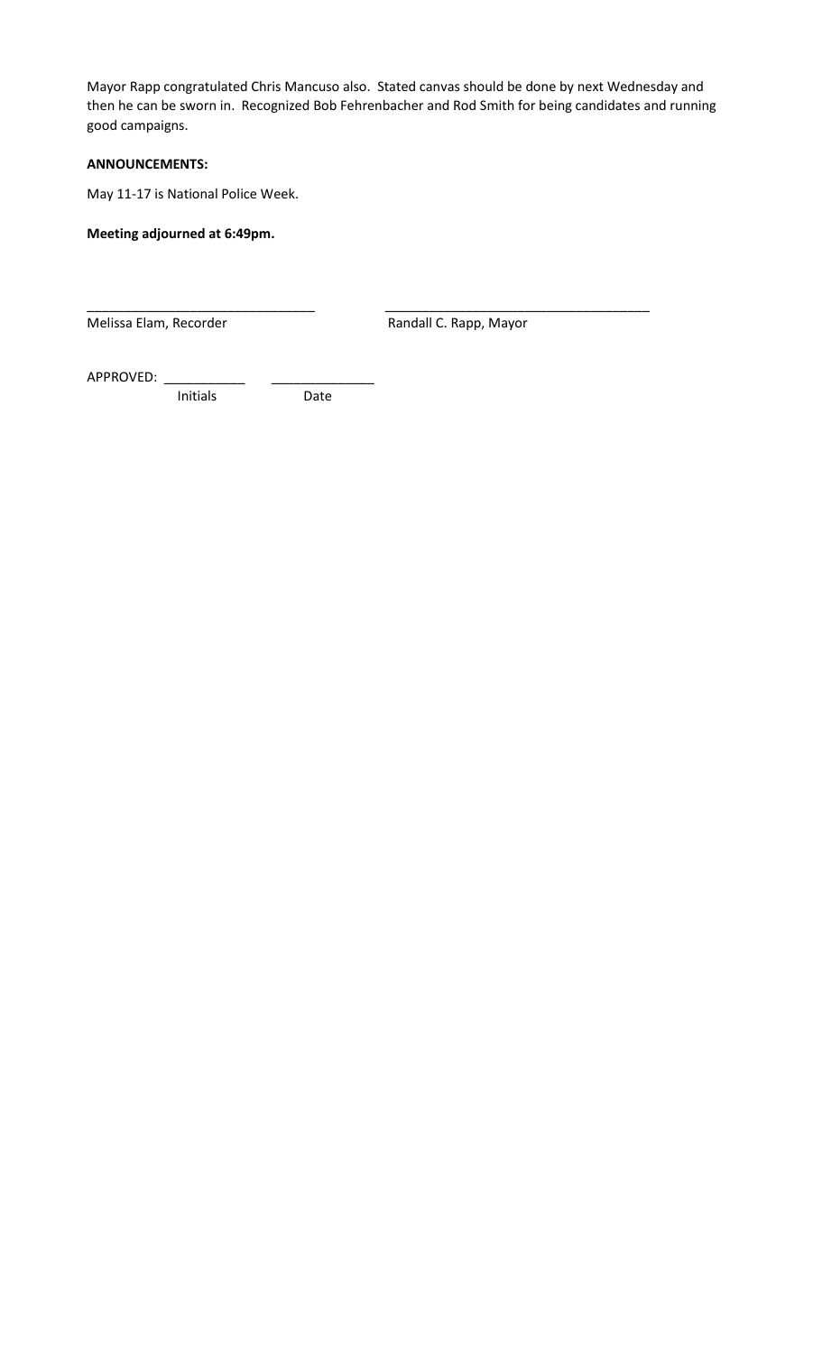Mayor Rapp congratulated Chris Mancuso also. Stated canvas should be done by next Wednesday and then he can be sworn in. Recognized Bob Fehrenbacher and Rod Smith for being candidates and running good campaigns.

**ANNOUNCEMENTS:**

May 11-17 is National Police Week.

**Meeting adjourned at 6:49pm.**

_______________________________ ___________________________________

Melissa Elam, Recorder Randall C. Rapp, Mayor

APPROVED: ___________ ______________

Initials Date